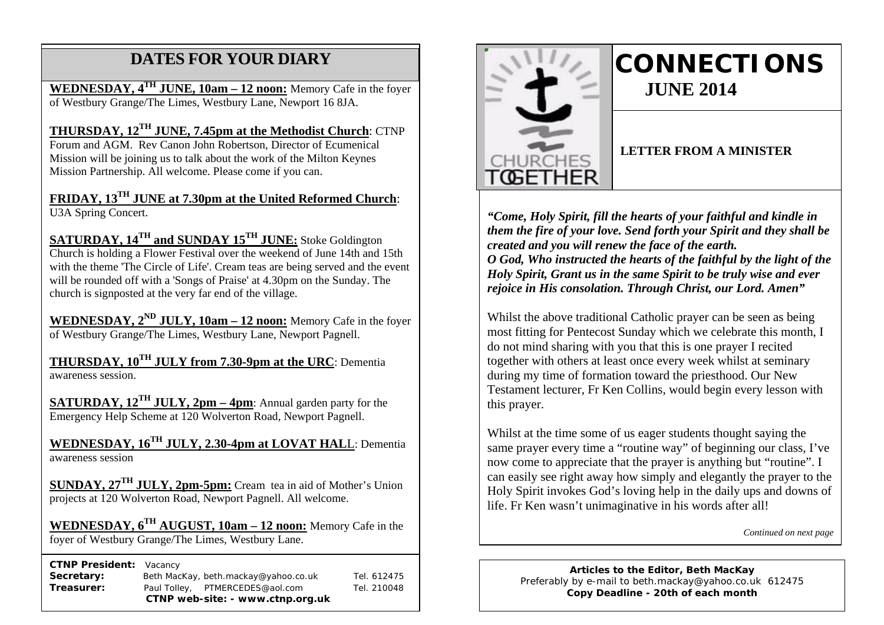## DATES FOR YOUR DIARY

**WEDNESDAY, 4TH JUNE, 10am – 12 noon:** Memory Cafe in the foyer of Westbury Grange/The Limes, Westbury Lane, Newport 16 8JA.

**THURSDAY, 12TH JUNE, 7.45pm at the Methodist Church**: CTNP Forum and AGM. Rev Canon John Robertson, Director of Ecumenical Mission will be joining us to talk about the work of the Milton Keynes Mission Partnership. All welcome. Please come if you can.

**FRIDAY, 13TH JUNE at 7.30pm at the United Reformed Church**: U3A Spring Concert.

**SATURDAY, 14TH and SUNDAY 15TH JUNE:** Stoke Goldington Church is holding a Flower Festival over the weekend of June 14th and 15th with the theme 'The Circle of Life'. Cream teas are being served and the event will be rounded off with a 'Songs of Praise' at 4.30pm on the Sunday. The church is signposted at the very far end of the village.

**WEDNESDAY, 2ND JULY, 10am – 12 noon:** Memory Cafe in the foyer of Westbury Grange/The Limes, Westbury Lane, Newport Pagnell.

**THURSDAY, 10TH JULY from 7.30-9pm at the URC**: Dementia awareness session.

**SATURDAY, 12TH JULY, 2pm – 4pm**: Annual garden party for the Emergency Help Scheme at 120 Wolverton Road, Newport Pagnell.

**WEDNESDAY, 16TH JULY, 2.30-4pm at LOVAT HALL**: Dementia awareness session

**SUNDAY, 27TH JULY, 2pm-5pm:** Cream tea in aid of Mother's Union projects at 120 Wolverton Road, Newport Pagnell. All welcome.

**WEDNESDAY, 6TH AUGUST, 10am – 12 noon:** Memory Cafe in the foyer of Westbury Grange/The Limes, Westbury Lane.

**CTNP President:** Vacancy
**Secretary:** Beth MacKay, beth.mackay@yahoo.co.uk Tel. 612475
**Treasurer:** Paul Tolley, PTMERCEDES@aol.com Tel. 210048
**CTNP web-site: - www.ctnp.org.uk**

CHURCHES TOGETHER

# CONNECTIONS

## JUNE 2014

### LETTER FROM A MINISTER

***"Come, Holy Spirit, fill the hearts of your faithful and kindle in them the fire of your love. Send forth your Spirit and they shall be created and you will renew the face of the earth.***
***O God, Who instructed the hearts of the faithful by the light of the Holy Spirit, Grant us in the same Spirit to be truly wise and ever rejoice in His consolation. Through Christ, our Lord. Amen"***

Whilst the above traditional Catholic prayer can be seen as being most fitting for Pentecost Sunday which we celebrate this month, I do not mind sharing with you that this is one prayer I recited together with others at least once every week whilst at seminary during my time of formation toward the priesthood. Our New Testament lecturer, Fr Ken Collins, would begin every lesson with this prayer.

Whilst at the time some of us eager students thought saying the same prayer every time a "routine way" of beginning our class, I've now come to appreciate that the prayer is anything but "routine". I can easily see right away how simply and elegantly the prayer to the Holy Spirit invokes God's loving help in the daily ups and downs of life. Fr Ken wasn't unimaginative in his words after all!

*Continued on next page*

**Articles to the Editor, Beth MacKay**
Preferably by e-mail to beth.mackay@yahoo.co.uk 612475
**Copy Deadline - 20th of each month**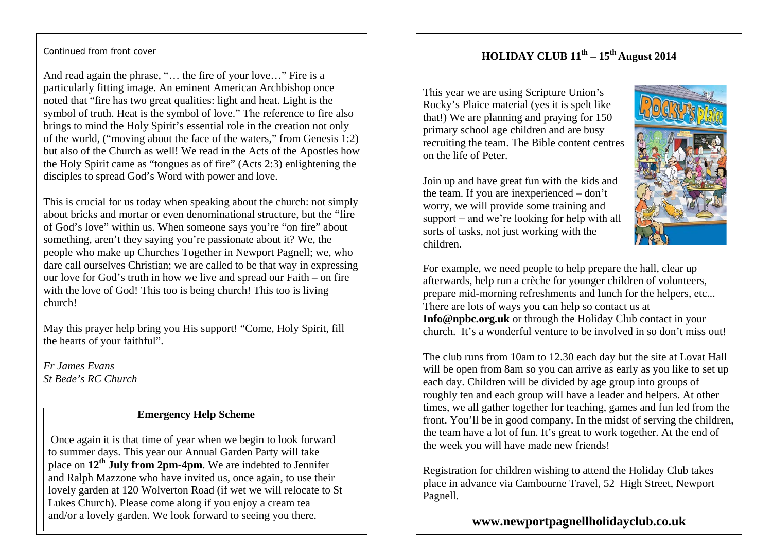Continued from front cover

And read again the phrase, "… the fire of your love…" Fire is a particularly fitting image. An eminent American Archbishop once noted that "fire has two great qualities: light and heat. Light is the symbol of truth. Heat is the symbol of love." The reference to fire also brings to mind the Holy Spirit's essential role in the creation not only of the world, ("moving about the face of the waters," from Genesis 1:2) but also of the Church as well! We read in the Acts of the Apostles how the Holy Spirit came as "tongues as of fire" (Acts 2:3) enlightening the disciples to spread God's Word with power and love.

This is crucial for us today when speaking about the church: not simply about bricks and mortar or even denominational structure, but the "fire of God's love" within us. When someone says you're "on fire" about something, aren't they saying you're passionate about it? We, the people who make up Churches Together in Newport Pagnell; we, who dare call ourselves Christian; we are called to be that way in expressing our love for God's truth in how we live and spread our Faith – on fire with the love of God! This too is being church! This too is living church!

May this prayer help bring you His support! "Come, Holy Spirit, fill the hearts of your faithful".

*Fr James Evans*
*St Bede's RC Church*

## Emergency Help Scheme

Once again it is that time of year when we begin to look forward to summer days. This year our Annual Garden Party will take place on **12th July from 2pm-4pm**. We are indebted to Jennifer and Ralph Mazzone who have invited us, once again, to use their lovely garden at 120 Wolverton Road (if wet we will relocate to St Lukes Church). Please come along if you enjoy a cream tea and/or a lovely garden. We look forward to seeing you there.

## HOLIDAY CLUB 11th – 15th August 2014

This year we are using Scripture Union's Rocky's Plaice material (yes it is spelt like that!) We are planning and praying for 150 primary school age children and are busy recruiting the team. The Bible content centres on the life of Peter.

Join up and have great fun with the kids and the team. If you are inexperienced – don't worry, we will provide some training and support − and we're looking for help with all sorts of tasks, not just working with the children.

For example, we need people to help prepare the hall, clear up afterwards, help run a crèche for younger children of volunteers, prepare mid-morning refreshments and lunch for the helpers, etc... There are lots of ways you can help so contact us at **Info@npbc.org.uk** or through the Holiday Club contact in your church. It's a wonderful venture to be involved in so don't miss out!

The club runs from 10am to 12.30 each day but the site at Lovat Hall will be open from 8am so you can arrive as early as you like to set up each day. Children will be divided by age group into groups of roughly ten and each group will have a leader and helpers. At other times, we all gather together for teaching, games and fun led from the front. You'll be in good company. In the midst of serving the children, the team have a lot of fun. It's great to work together. At the end of the week you will have made new friends!

Registration for children wishing to attend the Holiday Club takes place in advance via Cambourne Travel, 52 High Street, Newport Pagnell.

**www.newportpagnellholidayclub.co.uk**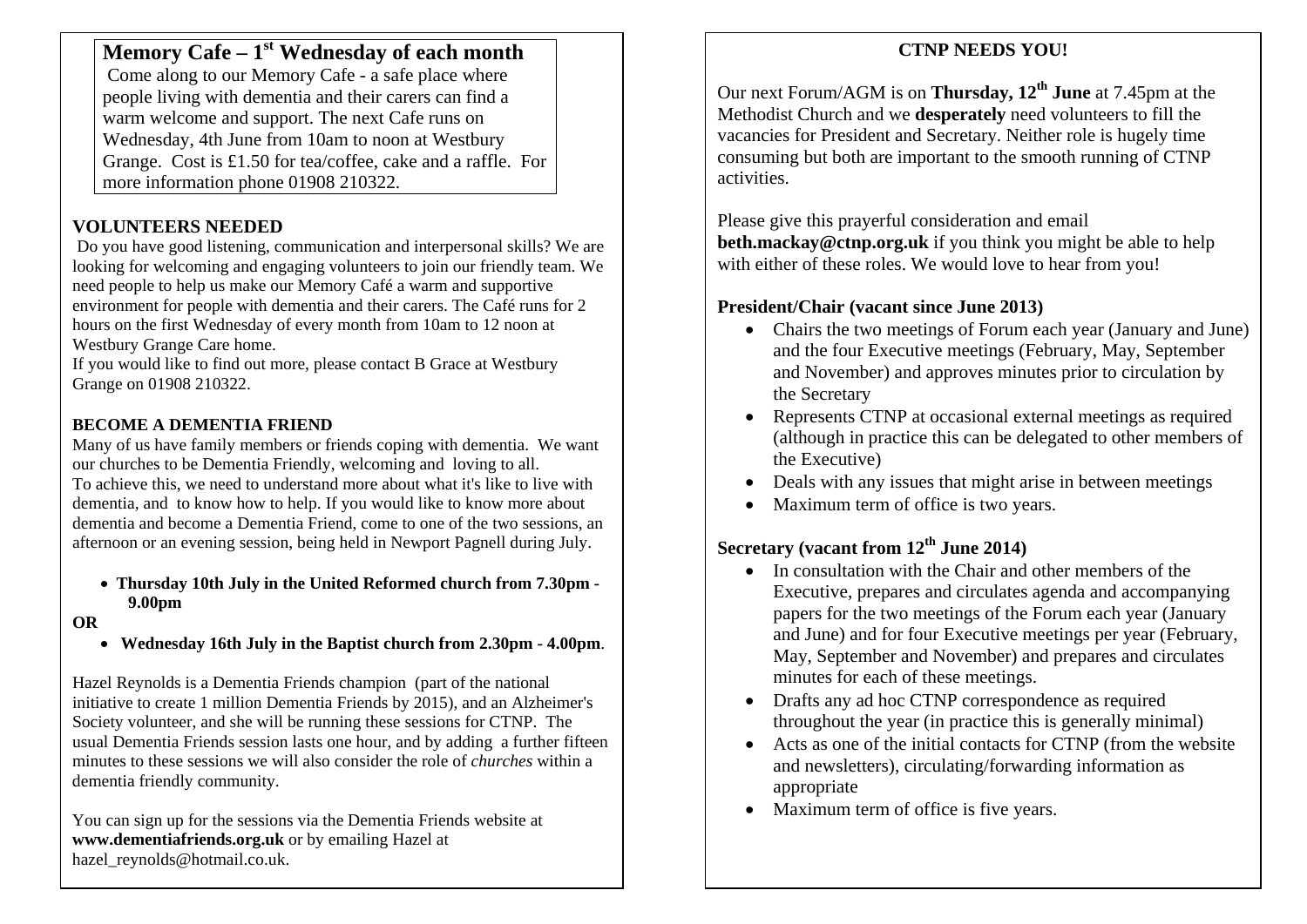## Memory Cafe – 1st Wednesday of each month

Come along to our Memory Cafe - a safe place where people living with dementia and their carers can find a warm welcome and support. The next Cafe runs on Wednesday, 4th June from 10am to noon at Westbury Grange. Cost is £1.50 for tea/coffee, cake and a raffle. For more information phone 01908 210322.

### VOLUNTEERS NEEDED

Do you have good listening, communication and interpersonal skills? We are looking for welcoming and engaging volunteers to join our friendly team. We need people to help us make our Memory Café a warm and supportive environment for people with dementia and their carers. The Café runs for 2 hours on the first Wednesday of every month from 10am to 12 noon at Westbury Grange Care home.

If you would like to find out more, please contact B Grace at Westbury Grange on 01908 210322.

### BECOME A DEMENTIA FRIEND

Many of us have family members or friends coping with dementia. We want our churches to be Dementia Friendly, welcoming and loving to all.

To achieve this, we need to understand more about what it's like to live with dementia, and to know how to help. If you would like to know more about dementia and become a Dementia Friend, come to one of the two sessions, an afternoon or an evening session, being held in Newport Pagnell during July.

- **Thursday 10th July in the United Reformed church from 7.30pm - 9.00pm**

**OR**

- **Wednesday 16th July in the Baptist church from 2.30pm - 4.00pm**.

Hazel Reynolds is a Dementia Friends champion (part of the national initiative to create 1 million Dementia Friends by 2015), and an Alzheimer's Society volunteer, and she will be running these sessions for CTNP. The usual Dementia Friends session lasts one hour, and by adding a further fifteen minutes to these sessions we will also consider the role of *churches* within a dementia friendly community.

You can sign up for the sessions via the Dementia Friends website at **www.dementiafriends.org.uk** or by emailing Hazel at hazel_reynolds@hotmail.co.uk.

## CTNP NEEDS YOU!

Our next Forum/AGM is on **Thursday, 12th June** at 7.45pm at the Methodist Church and we **desperately** need volunteers to fill the vacancies for President and Secretary. Neither role is hugely time consuming but both are important to the smooth running of CTNP activities.

Please give this prayerful consideration and email **beth.mackay@ctnp.org.uk** if you think you might be able to help with either of these roles. We would love to hear from you!

### President/Chair (vacant since June 2013)

- Chairs the two meetings of Forum each year (January and June) and the four Executive meetings (February, May, September and November) and approves minutes prior to circulation by the Secretary
- Represents CTNP at occasional external meetings as required (although in practice this can be delegated to other members of the Executive)
- Deals with any issues that might arise in between meetings
- Maximum term of office is two years.

### Secretary (vacant from 12th June 2014)

- In consultation with the Chair and other members of the Executive, prepares and circulates agenda and accompanying papers for the two meetings of the Forum each year (January and June) and for four Executive meetings per year (February, May, September and November) and prepares and circulates minutes for each of these meetings.
- Drafts any ad hoc CTNP correspondence as required throughout the year (in practice this is generally minimal)
- Acts as one of the initial contacts for CTNP (from the website and newsletters), circulating/forwarding information as appropriate
- Maximum term of office is five years.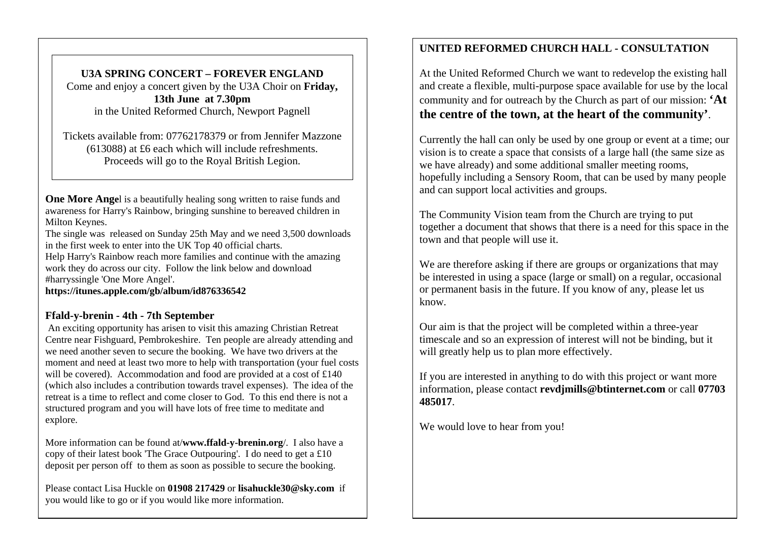**U3A SPRING CONCERT – FOREVER ENGLAND**

Come and enjoy a concert given by the U3A Choir on **Friday, 13th June at 7.30pm** in the United Reformed Church, Newport Pagnell

Tickets available from: 07762178379 or from Jennifer Mazzone (613088) at £6 each which will include refreshments. Proceeds will go to the Royal British Legion.

**One More Angel** is a beautifully healing song written to raise funds and awareness for Harry's Rainbow, bringing sunshine to bereaved children in Milton Keynes.

The single was released on Sunday 25th May and we need 3,500 downloads in the first week to enter into the UK Top 40 official charts.

Help Harry's Rainbow reach more families and continue with the amazing work they do across our city. Follow the link below and download #harryssingle 'One More Angel'.

**https://itunes.apple.com/gb/album/id876336542**

## Ffald-y-brenin - 4th - 7th September

An exciting opportunity has arisen to visit this amazing Christian Retreat Centre near Fishguard, Pembrokeshire. Ten people are already attending and we need another seven to secure the booking. We have two drivers at the moment and need at least two more to help with transportation (your fuel costs will be covered). Accommodation and food are provided at a cost of £140 (which also includes a contribution towards travel expenses). The idea of the retreat is a time to reflect and come closer to God. To this end there is not a structured program and you will have lots of free time to meditate and explore.

More information can be found at/**www.ffald-y-brenin.org**/. I also have a copy of their latest book 'The Grace Outpouring'. I do need to get a £10 deposit per person off to them as soon as possible to secure the booking.

Please contact Lisa Huckle on **01908 217429** or **lisahuckle30@sky.com** if you would like to go or if you would like more information.

## UNITED REFORMED CHURCH HALL - CONSULTATION

At the United Reformed Church we want to redevelop the existing hall and create a flexible, multi-purpose space available for use by the local community and for outreach by the Church as part of our mission: **'At the centre of the town, at the heart of the community'**.

Currently the hall can only be used by one group or event at a time; our vision is to create a space that consists of a large hall (the same size as we have already) and some additional smaller meeting rooms, hopefully including a Sensory Room, that can be used by many people and can support local activities and groups.

The Community Vision team from the Church are trying to put together a document that shows that there is a need for this space in the town and that people will use it.

We are therefore asking if there are groups or organizations that may be interested in using a space (large or small) on a regular, occasional or permanent basis in the future. If you know of any, please let us know.

Our aim is that the project will be completed within a three-year timescale and so an expression of interest will not be binding, but it will greatly help us to plan more effectively.

If you are interested in anything to do with this project or want more information, please contact **revdjmills@btinternet.com** or call **07703 485017**.

We would love to hear from you!